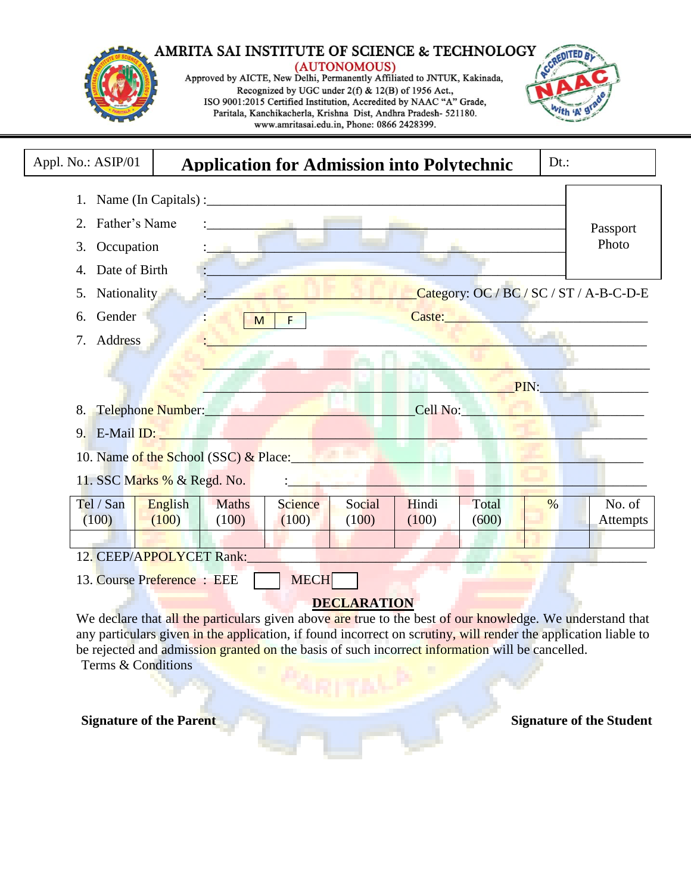# AMRITA SAI INSTITUTE OF SCIENCE & TECHNOLOGY

**(AUTONOMOUS)**

Approved by AICTE, New Delhi, Permanently Affiliated to JNTUK, Kakinada,
Recognized by UGC under 2(f) & 12(B) of 1956 Act.,
ISO 9001:2015 Certified Institution, Accredited by NAAC "A" Grade,
Paritala, Kanchikacherla, Krishna Dist, Andhra Pradesh- 521180.
www.amritasai.edu.in, Phone: 0866 2428399.

| Appl. No.: ASIP/01 | **Application for Admission into Polytechnic** | Dt.: |
|---|---|---|

Passport Photo

1. Name (In Capitals) :____________________________________________
2. Father's Name :____________________________________________
3. Occupation :____________________________________________
4. Date of Birth :____________________________________________
5. Nationality :______________________ Category: OC / BC / SC / ST / A-B-C-D-E
6. Gender : M | F Caste:______________________
7. Address :____________________________________________
   ____________________________________________
   ____________________________________________ PIN:______________
8. Telephone Number:______________________ Cell No:______________________
9. E-Mail ID: ____________________________________________
10. Name of the School (SSC) & Place:____________________________________________
11. SSC Marks % & Regd. No. :____________________________________________

| Tel / San (100) | English (100) | Maths (100) | Science (100) | Social (100) | Hindi (100) | Total (600) | % | No. of Attempts |
|---|---|---|---|---|---|---|---|---|
| | | | | | | | | |

12. CEEP/APPOLYCET Rank:____________________________________________
13. Course Preference : EEE ☐ MECH ☐

**DECLARATION**

We declare that all the particulars given above are true to the best of our knowledge. We understand that any particulars given in the application, if found incorrect on scrutiny, will render the application liable to be rejected and admission granted on the basis of such incorrect information will be cancelled.

Terms & Conditions

**Signature of the Parent** **Signature of the Student**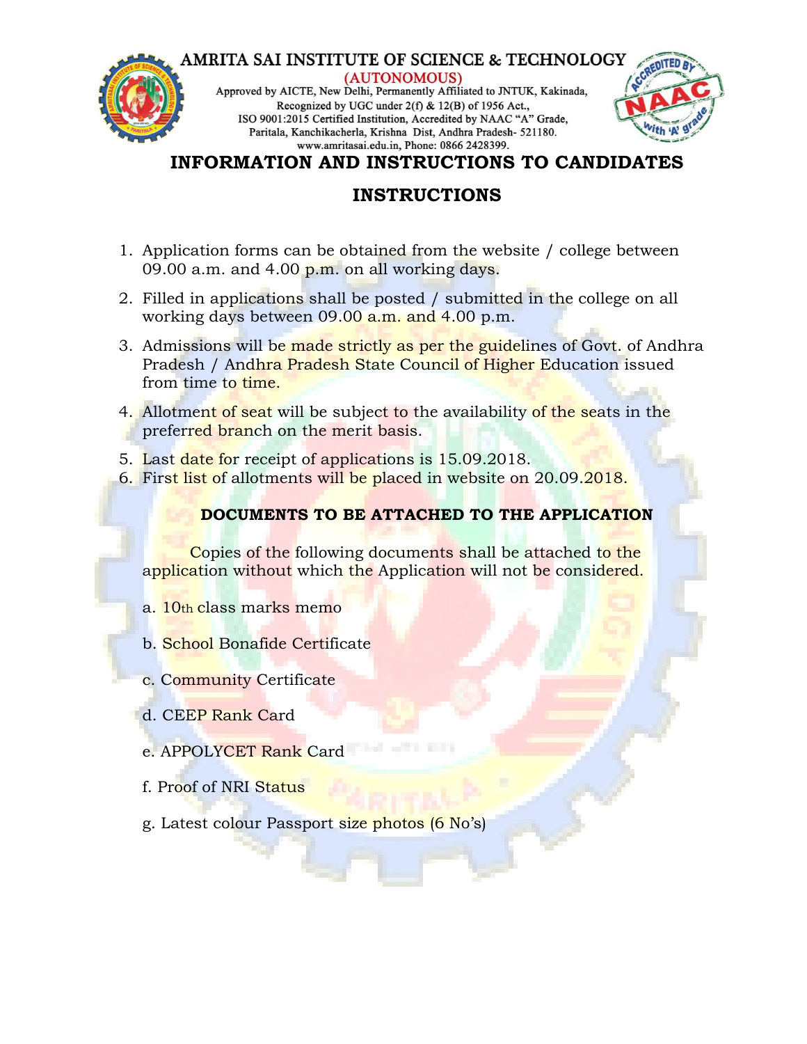AMRITA SAI INSTITUTE OF SCIENCE & TECHNOLOGY
(AUTONOMOUS)
Approved by AICTE, New Delhi, Permanently Affiliated to JNTUK, Kakinada,
Recognized by UGC under 2(f) & 12(B) of 1956 Act.,
ISO 9001:2015 Certified Institution, Accredited by NAAC "A" Grade,
Paritala, Kanchikacherla, Krishna Dist, Andhra Pradesh- 521180.
www.amritasai.edu.in, Phone: 0866 2428399.

# INFORMATION AND INSTRUCTIONS TO CANDIDATES

## INSTRUCTIONS

1. Application forms can be obtained from the website / college between 09.00 a.m. and 4.00 p.m. on all working days.
2. Filled in applications shall be posted / submitted in the college on all working days between 09.00 a.m. and 4.00 p.m.
3. Admissions will be made strictly as per the guidelines of Govt. of Andhra Pradesh / Andhra Pradesh State Council of Higher Education issued from time to time.
4. Allotment of seat will be subject to the availability of the seats in the preferred branch on the merit basis.
5. Last date for receipt of applications is 15.09.2018.
6. First list of allotments will be placed in website on 20.09.2018.

### DOCUMENTS TO BE ATTACHED TO THE APPLICATION

Copies of the following documents shall be attached to the application without which the Application will not be considered.

a. 10th class marks memo

b. School Bonafide Certificate

c. Community Certificate

d. CEEP Rank Card

e. APPOLYCET Rank Card

f. Proof of NRI Status

g. Latest colour Passport size photos (6 No's)